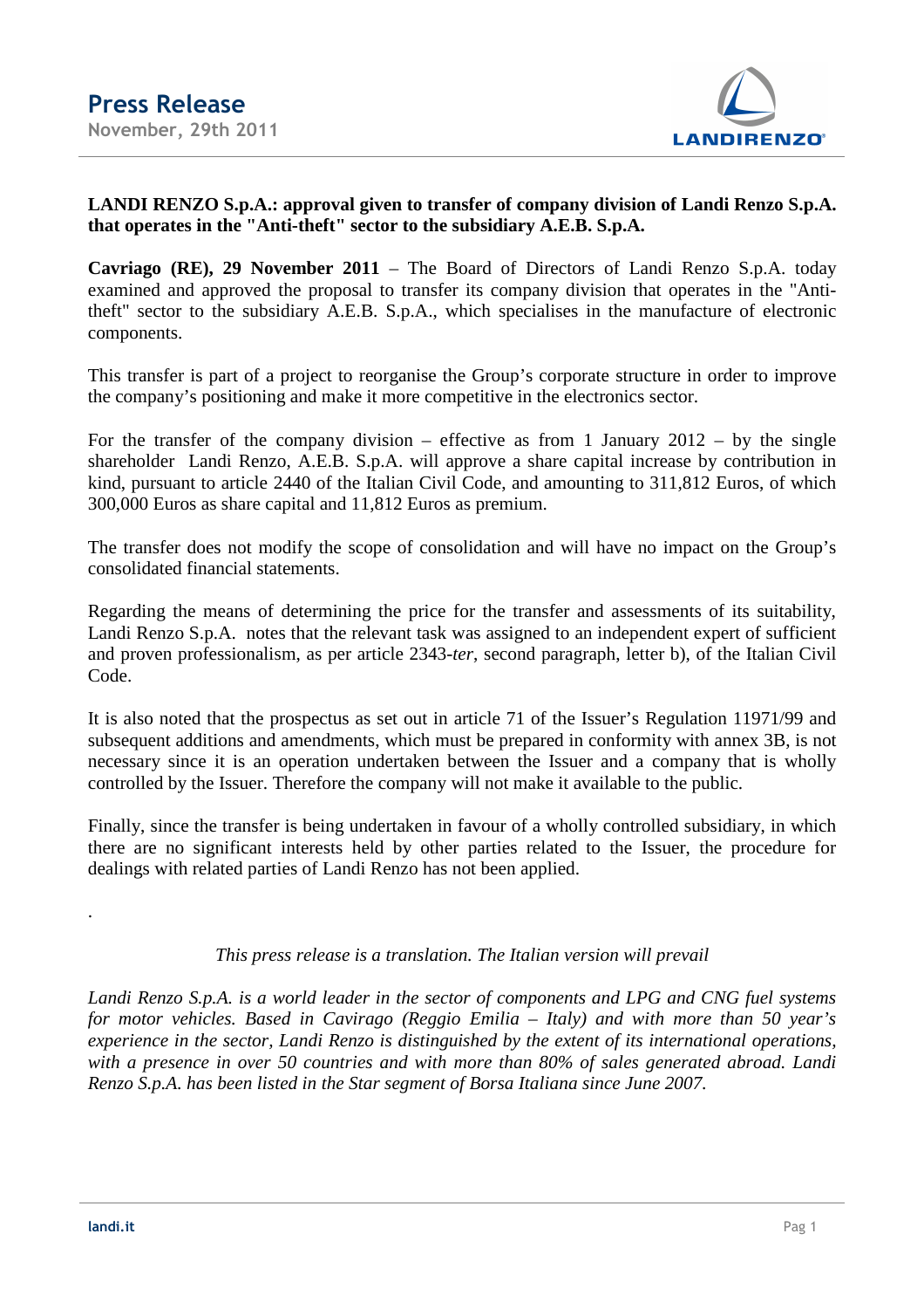# Press Release

November, 29th 2011

**LANDI RENZO S.p.A.: approval given to transfer of company division of Landi Renzo S.p.A. that operates in the "Anti-theft" sector to the subsidiary A.E.B. S.p.A.**

**Cavriago (RE), 29 November 2011** – The Board of Directors of Landi Renzo S.p.A. today examined and approved the proposal to transfer its company division that operates in the "Anti-theft" sector to the subsidiary A.E.B. S.p.A., which specialises in the manufacture of electronic components.

This transfer is part of a project to reorganise the Group's corporate structure in order to improve the company's positioning and make it more competitive in the electronics sector.

For the transfer of the company division – effective as from 1 January 2012 – by the single shareholder Landi Renzo, A.E.B. S.p.A. will approve a share capital increase by contribution in kind, pursuant to article 2440 of the Italian Civil Code, and amounting to 311,812 Euros, of which 300,000 Euros as share capital and 11,812 Euros as premium.

The transfer does not modify the scope of consolidation and will have no impact on the Group's consolidated financial statements.

Regarding the means of determining the price for the transfer and assessments of its suitability, Landi Renzo S.p.A. notes that the relevant task was assigned to an independent expert of sufficient and proven professionalism, as per article 2343-*ter*, second paragraph, letter b), of the Italian Civil Code.

It is also noted that the prospectus as set out in article 71 of the Issuer's Regulation 11971/99 and subsequent additions and amendments, which must be prepared in conformity with annex 3B, is not necessary since it is an operation undertaken between the Issuer and a company that is wholly controlled by the Issuer. Therefore the company will not make it available to the public.

Finally, since the transfer is being undertaken in favour of a wholly controlled subsidiary, in which there are no significant interests held by other parties related to the Issuer, the procedure for dealings with related parties of Landi Renzo has not been applied.

.

*This press release is a translation. The Italian version will prevail*

*Landi Renzo S.p.A. is a world leader in the sector of components and LPG and CNG fuel systems for motor vehicles. Based in Cavirago (Reggio Emilia – Italy) and with more than 50 year's experience in the sector, Landi Renzo is distinguished by the extent of its international operations, with a presence in over 50 countries and with more than 80% of sales generated abroad. Landi Renzo S.p.A. has been listed in the Star segment of Borsa Italiana since June 2007.*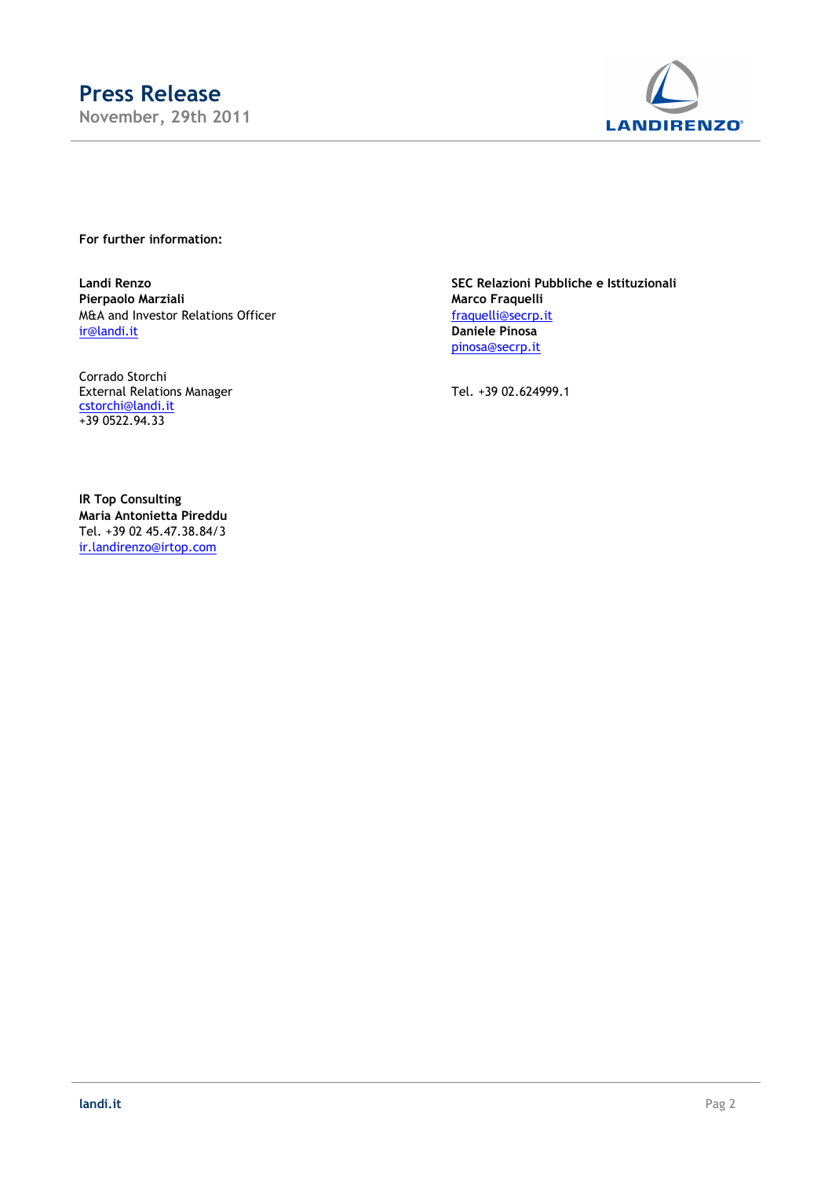**For further information:**

**Landi Renzo**
**Pierpaolo Marziali**
M&A and Investor Relations Officer
ir@landi.it

Corrado Storchi
External Relations Manager
cstorchi@landi.it
+39 0522.94.33

**SEC Relazioni Pubbliche e Istituzionali**
**Marco Fraquelli**
fraquelli@secrp.it
**Daniele Pinosa**
pinosa@secrp.it

Tel. +39 02.624999.1

**IR Top Consulting**
**Maria Antonietta Pireddu**
Tel. +39 02 45.47.38.84/3
ir.landirenzo@irtop.com